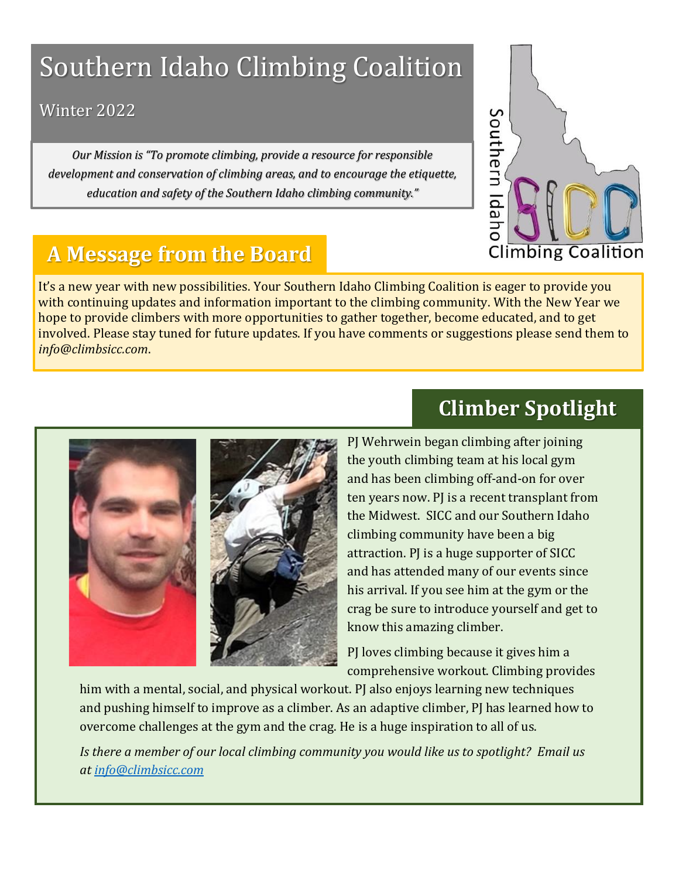# Southern Idaho Climbing Coalition

Winter 2022

*Our Mission is "To promote climbing, provide a resource for responsible development and conservation of climbing areas, and to encourage the etiquette, education and safety of the Southern Idaho climbing community."*

## A Message from the Board

It's a new year with new possibilities. Your Southern Idaho Climbing Coalition is eager to provide you with continuing updates and information important to the climbing community. With the New Year we hope to provide climbers with more opportunities to gather together, become educated, and to get involved. Please stay tuned for future updates. If you have comments or suggestions please send them to *info@climbsicc.com*.

## Climber Spotlight

PJ Wehrwein began climbing after joining the youth climbing team at his local gym and has been climbing off-and-on for over ten years now. PJ is a recent transplant from the Midwest. SICC and our Southern Idaho climbing community have been a big attraction. PJ is a huge supporter of SICC and has attended many of our events since his arrival. If you see him at the gym or the crag be sure to introduce yourself and get to know this amazing climber.

PJ loves climbing because it gives him a comprehensive workout. Climbing provides him with a mental, social, and physical workout. PJ also enjoys learning new techniques and pushing himself to improve as a climber. As an adaptive climber, PJ has learned how to overcome challenges at the gym and the crag. He is a huge inspiration to all of us.

*Is there a member of our local climbing community you would like us to spotlight? Email us at info@climbsicc.com*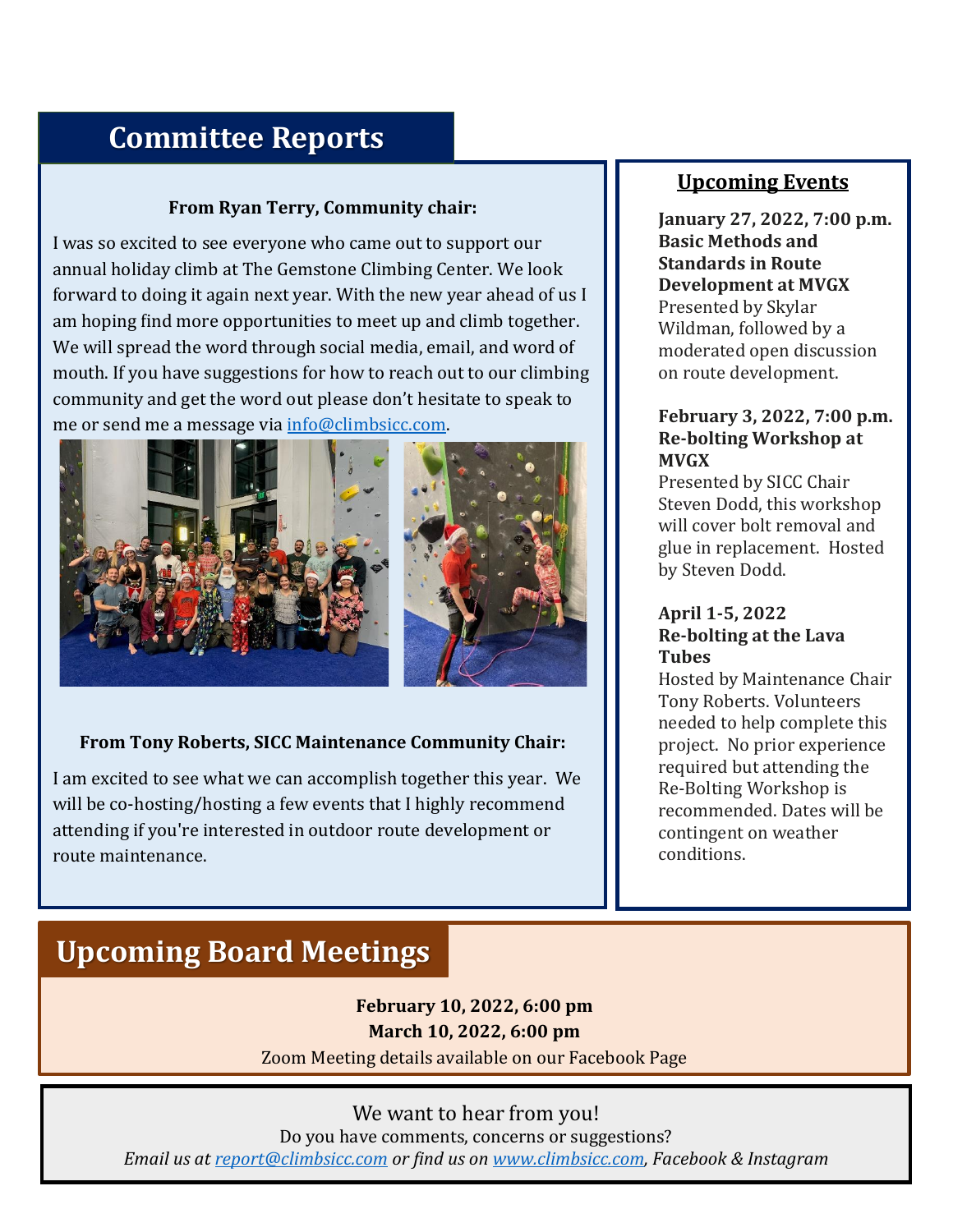## Committee Reports

**From Ryan Terry, Community chair:**

I was so excited to see everyone who came out to support our annual holiday climb at The Gemstone Climbing Center. We look forward to doing it again next year. With the new year ahead of us I am hoping find more opportunities to meet up and climb together. We will spread the word through social media, email, and word of mouth. If you have suggestions for how to reach out to our climbing community and get the word out please don't hesitate to speak to me or send me a message via info@climbsicc.com.

**From Tony Roberts, SICC Maintenance Community Chair:**

I am excited to see what we can accomplish together this year. We will be co-hosting/hosting a few events that I highly recommend attending if you're interested in outdoor route development or route maintenance.

### Upcoming Events

**January 27, 2022, 7:00 p.m.**
**Basic Methods and Standards in Route Development at MVGX**
Presented by Skylar Wildman, followed by a moderated open discussion on route development.

**February 3, 2022, 7:00 p.m.**
**Re-bolting Workshop at MVGX**
Presented by SICC Chair Steven Dodd, this workshop will cover bolt removal and glue in replacement. Hosted by Steven Dodd.

**April 1-5, 2022**
**Re-bolting at the Lava Tubes**
Hosted by Maintenance Chair Tony Roberts. Volunteers needed to help complete this project. No prior experience required but attending the Re-Bolting Workshop is recommended. Dates will be contingent on weather conditions.

## Upcoming Board Meetings

**February 10, 2022, 6:00 pm**
**March 10, 2022, 6:00 pm**
Zoom Meeting details available on our Facebook Page

We want to hear from you!
Do you have comments, concerns or suggestions?
*Email us at report@climbsicc.com or find us on www.climbsicc.com, Facebook & Instagram*